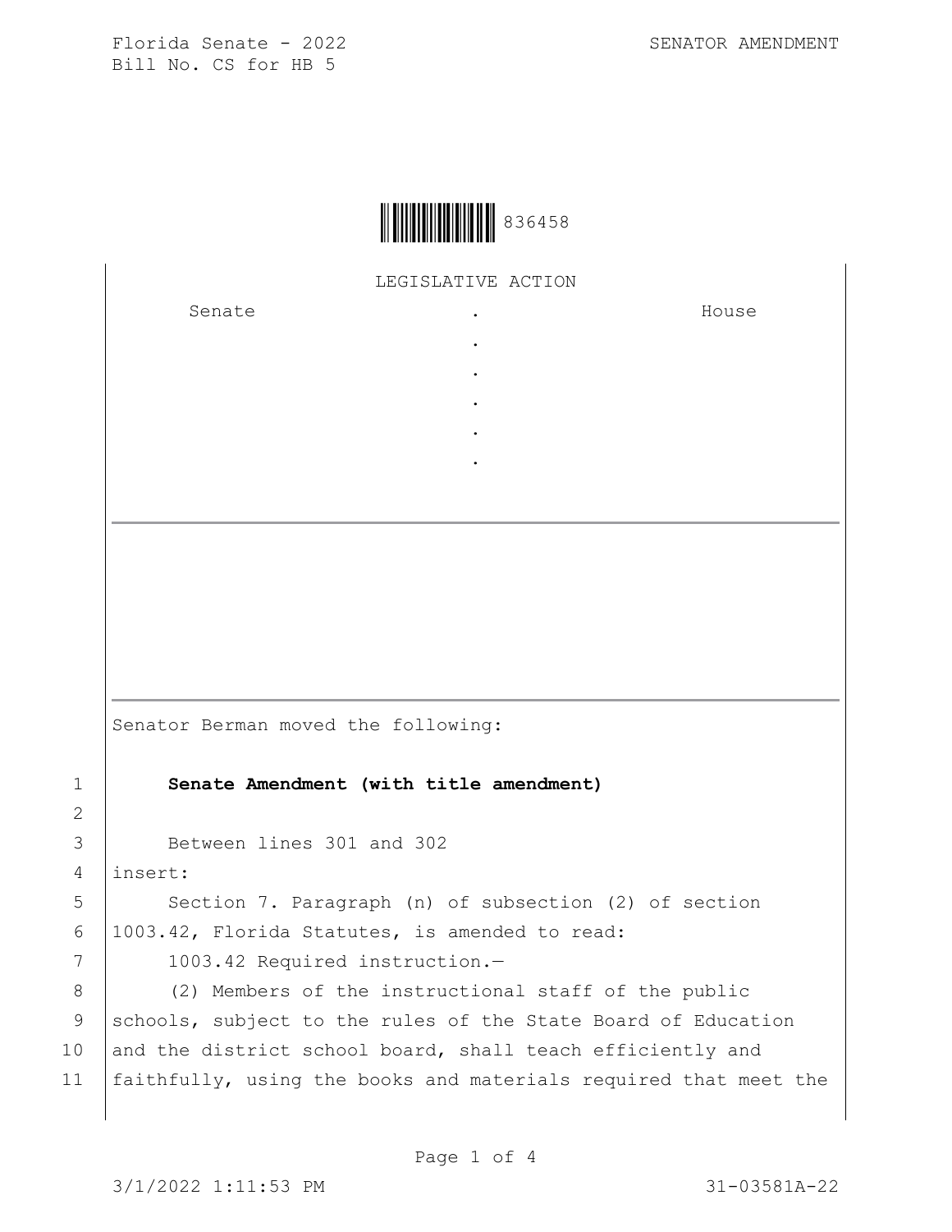Florida Senate - 2022
Bill No. CS for HB 5

SENATOR AMENDMENT

836458

LEGISLATIVE ACTION

| Senate | . | House |
|---|---|---|
| | . | |
| | . | |
| | . | |
| | . | |
| | . | |

Senator Berman moved the following:

1 **Senate Amendment (with title amendment)**

2

3 Between lines 301 and 302

4 insert:

5 Section 7. Paragraph (n) of subsection (2) of section

6 1003.42, Florida Statutes, is amended to read:

7 1003.42 Required instruction.—

8 (2) Members of the instructional staff of the public

9 schools, subject to the rules of the State Board of Education

10 and the district school board, shall teach efficiently and

11 faithfully, using the books and materials required that meet the

3/1/2022 1:11:53 PM 31-03581A-22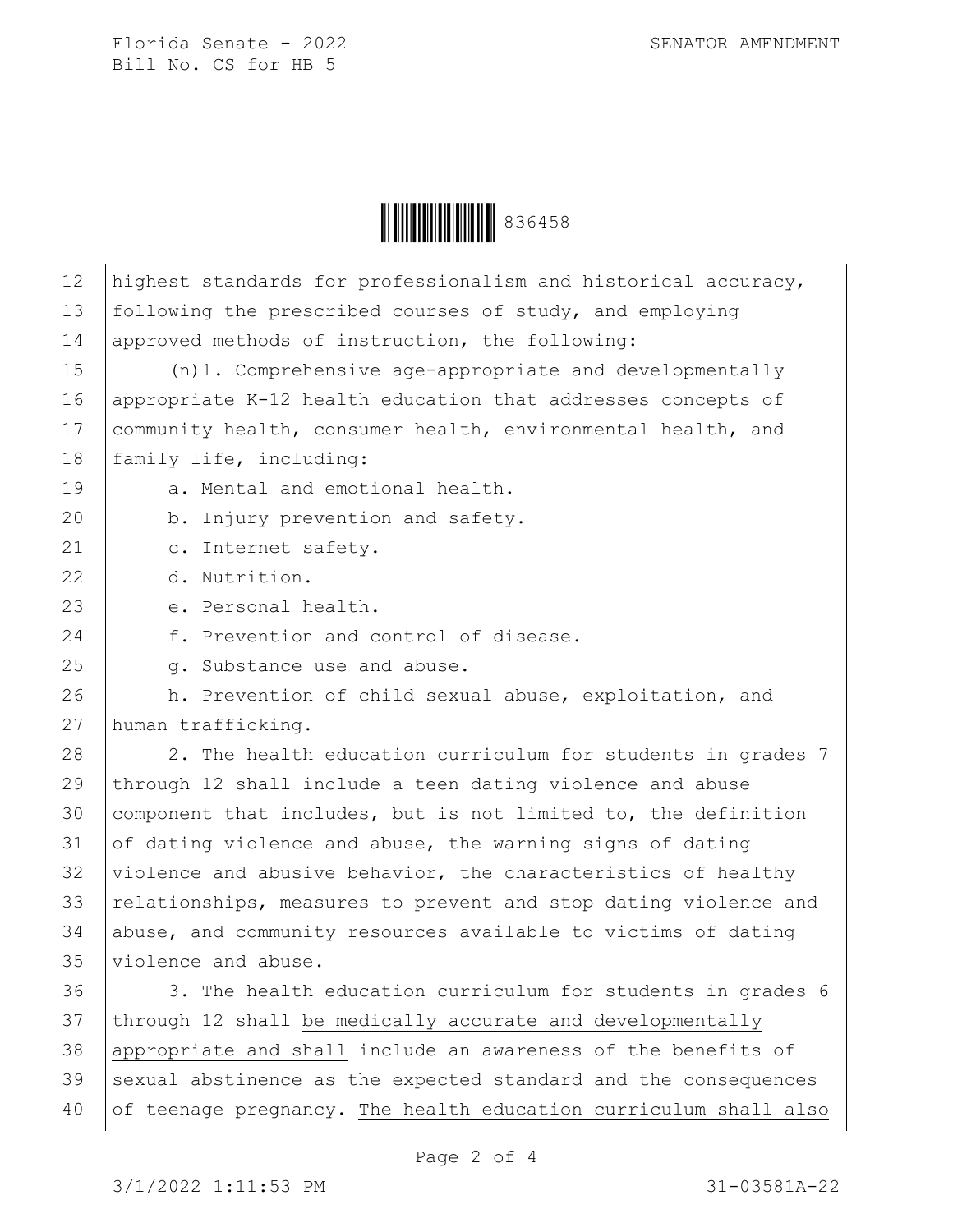highest standards for professionalism and historical accuracy, following the prescribed courses of study, and employing approved methods of instruction, the following:

(n)1. Comprehensive age-appropriate and developmentally appropriate K-12 health education that addresses concepts of community health, consumer health, environmental health, and family life, including:

a. Mental and emotional health.

b. Injury prevention and safety.

c. Internet safety.

d. Nutrition.

e. Personal health.

f. Prevention and control of disease.

g. Substance use and abuse.

h. Prevention of child sexual abuse, exploitation, and human trafficking.

2. The health education curriculum for students in grades 7 through 12 shall include a teen dating violence and abuse component that includes, but is not limited to, the definition of dating violence and abuse, the warning signs of dating violence and abusive behavior, the characteristics of healthy relationships, measures to prevent and stop dating violence and abuse, and community resources available to victims of dating violence and abuse.

3. The health education curriculum for students in grades 6 through 12 shall <u>be medically accurate and developmentally appropriate and shall</u> include an awareness of the benefits of sexual abstinence as the expected standard and the consequences of teenage pregnancy. <u>The health education curriculum shall also</u>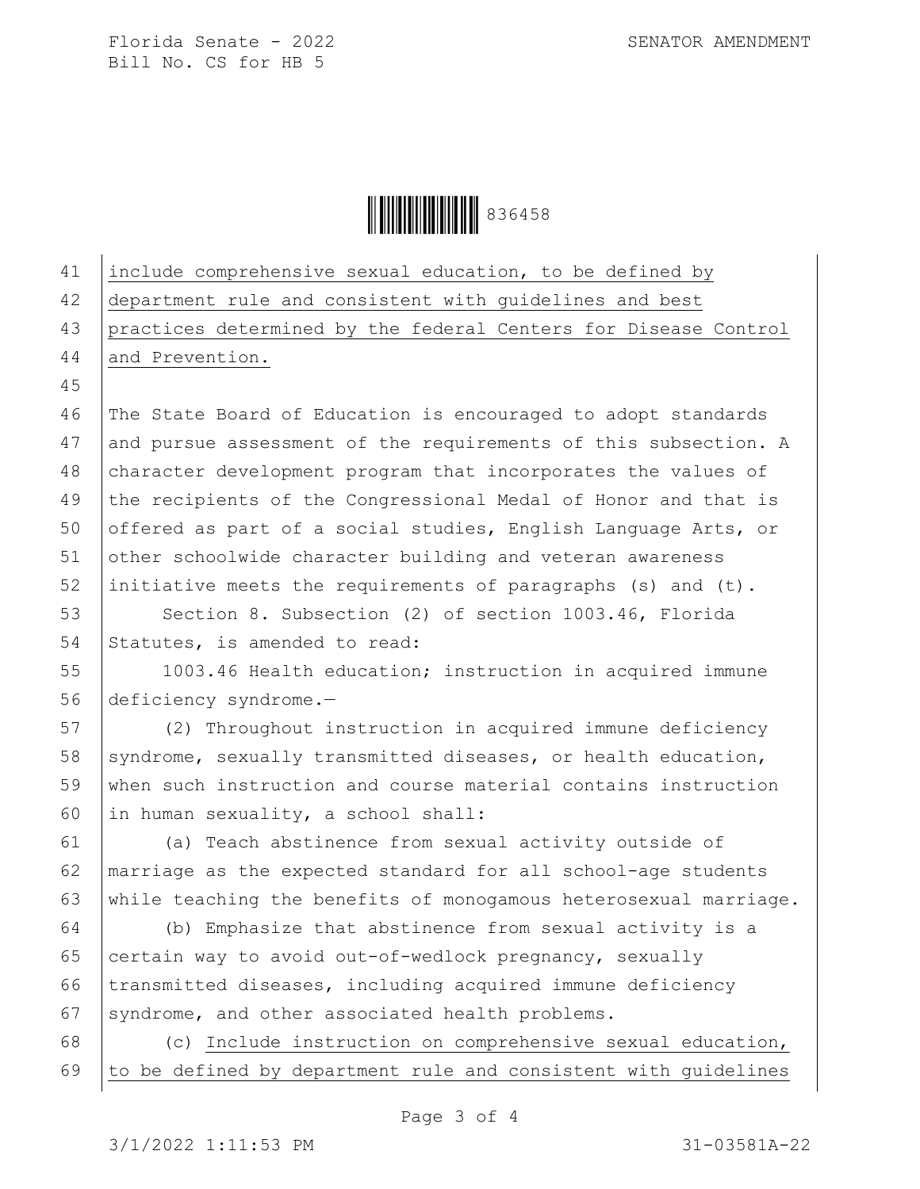include comprehensive sexual education, to be defined by department rule and consistent with guidelines and best practices determined by the federal Centers for Disease Control and Prevention.

The State Board of Education is encouraged to adopt standards and pursue assessment of the requirements of this subsection. A character development program that incorporates the values of the recipients of the Congressional Medal of Honor and that is offered as part of a social studies, English Language Arts, or other schoolwide character building and veteran awareness initiative meets the requirements of paragraphs (s) and (t).

Section 8. Subsection (2) of section 1003.46, Florida Statutes, is amended to read:

1003.46 Health education; instruction in acquired immune deficiency syndrome.—

(2) Throughout instruction in acquired immune deficiency syndrome, sexually transmitted diseases, or health education, when such instruction and course material contains instruction in human sexuality, a school shall:

(a) Teach abstinence from sexual activity outside of marriage as the expected standard for all school-age students while teaching the benefits of monogamous heterosexual marriage.

(b) Emphasize that abstinence from sexual activity is a certain way to avoid out-of-wedlock pregnancy, sexually transmitted diseases, including acquired immune deficiency syndrome, and other associated health problems.

(c) Include instruction on comprehensive sexual education, to be defined by department rule and consistent with guidelines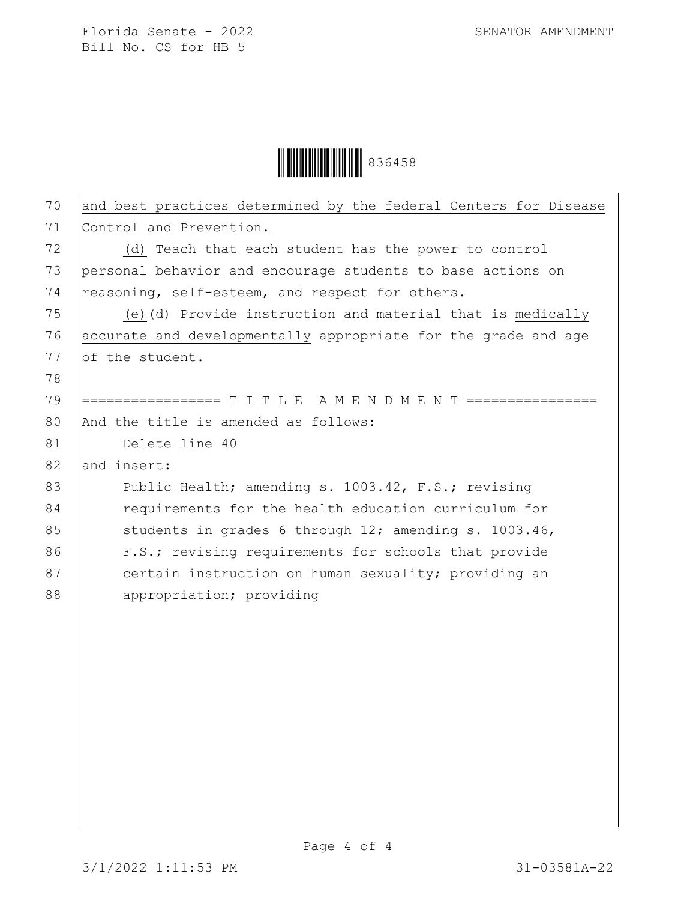and best practices determined by the federal Centers for Disease Control and Prevention.

(d) Teach that each student has the power to control personal behavior and encourage students to base actions on reasoning, self-esteem, and respect for others.

(e) ~~(d)~~ Provide instruction and material that is medically accurate and developmentally appropriate for the grade and age of the student.

================= T I T L E  A M E N D M E N T ================

And the title is amended as follows:

Delete line 40

and insert:

Public Health; amending s. 1003.42, F.S.; revising requirements for the health education curriculum for students in grades 6 through 12; amending s. 1003.46, F.S.; revising requirements for schools that provide certain instruction on human sexuality; providing an appropriation; providing